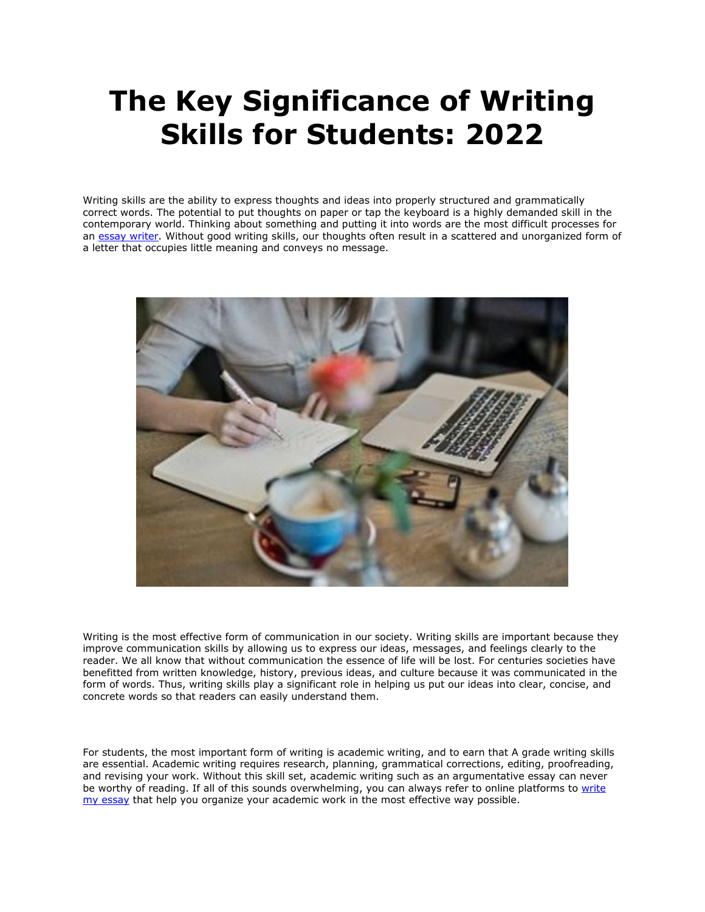# The Key Significance of Writing Skills for Students: 2022

Writing skills are the ability to express thoughts and ideas into properly structured and grammatically correct words. The potential to put thoughts on paper or tap the keyboard is a highly demanded skill in the contemporary world. Thinking about something and putting it into words are the most difficult processes for an [essay writer](). Without good writing skills, our thoughts often result in a scattered and unorganized form of a letter that occupies little meaning and conveys no message.

Writing is the most effective form of communication in our society. Writing skills are important because they improve communication skills by allowing us to express our ideas, messages, and feelings clearly to the reader. We all know that without communication the essence of life will be lost. For centuries societies have benefitted from written knowledge, history, previous ideas, and culture because it was communicated in the form of words. Thus, writing skills play a significant role in helping us put our ideas into clear, concise, and concrete words so that readers can easily understand them.

For students, the most important form of writing is academic writing, and to earn that A grade writing skills are essential. Academic writing requires research, planning, grammatical corrections, editing, proofreading, and revising your work. Without this skill set, academic writing such as an argumentative essay can never be worthy of reading. If all of this sounds overwhelming, you can always refer to online platforms to [write my essay]() that help you organize your academic work in the most effective way possible.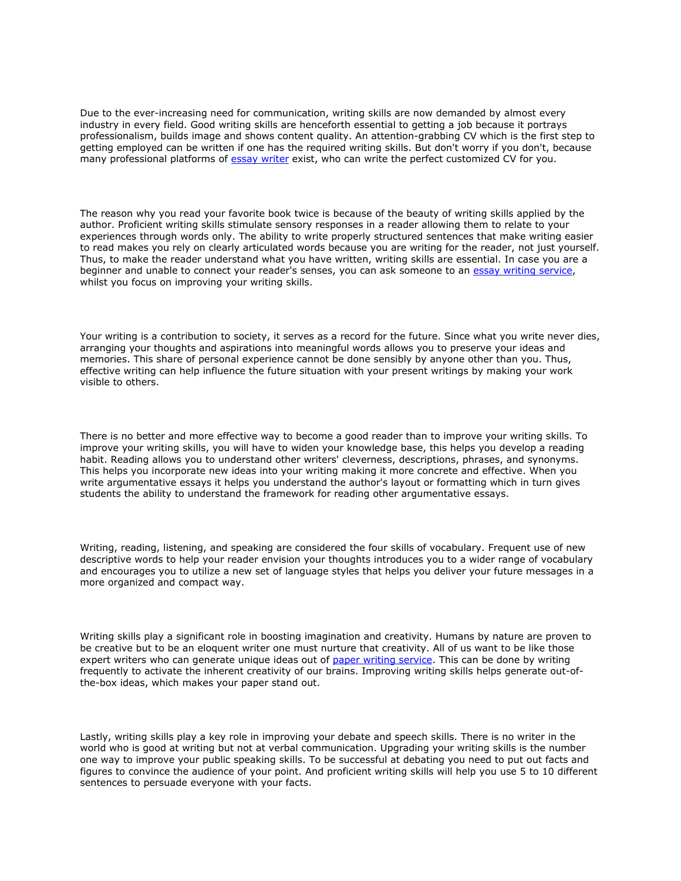Due to the ever-increasing need for communication, writing skills are now demanded by almost every industry in every field. Good writing skills are henceforth essential to getting a job because it portrays professionalism, builds image and shows content quality. An attention-grabbing CV which is the first step to getting employed can be written if one has the required writing skills. But don't worry if you don't, because many professional platforms of [essay writer] exist, who can write the perfect customized CV for you.

The reason why you read your favorite book twice is because of the beauty of writing skills applied by the author. Proficient writing skills stimulate sensory responses in a reader allowing them to relate to your experiences through words only. The ability to write properly structured sentences that make writing easier to read makes you rely on clearly articulated words because you are writing for the reader, not just yourself. Thus, to make the reader understand what you have written, writing skills are essential. In case you are a beginner and unable to connect your reader's senses, you can ask someone to an [essay writing service], whilst you focus on improving your writing skills.

Your writing is a contribution to society, it serves as a record for the future. Since what you write never dies, arranging your thoughts and aspirations into meaningful words allows you to preserve your ideas and memories. This share of personal experience cannot be done sensibly by anyone other than you. Thus, effective writing can help influence the future situation with your present writings by making your work visible to others.

There is no better and more effective way to become a good reader than to improve your writing skills. To improve your writing skills, you will have to widen your knowledge base, this helps you develop a reading habit. Reading allows you to understand other writers' cleverness, descriptions, phrases, and synonyms. This helps you incorporate new ideas into your writing making it more concrete and effective. When you write argumentative essays it helps you understand the author's layout or formatting which in turn gives students the ability to understand the framework for reading other argumentative essays.

Writing, reading, listening, and speaking are considered the four skills of vocabulary. Frequent use of new descriptive words to help your reader envision your thoughts introduces you to a wider range of vocabulary and encourages you to utilize a new set of language styles that helps you deliver your future messages in a more organized and compact way.

Writing skills play a significant role in boosting imagination and creativity. Humans by nature are proven to be creative but to be an eloquent writer one must nurture that creativity. All of us want to be like those expert writers who can generate unique ideas out of [paper writing service]. This can be done by writing frequently to activate the inherent creativity of our brains. Improving writing skills helps generate out-of-the-box ideas, which makes your paper stand out.

Lastly, writing skills play a key role in improving your debate and speech skills. There is no writer in the world who is good at writing but not at verbal communication. Upgrading your writing skills is the number one way to improve your public speaking skills. To be successful at debating you need to put out facts and figures to convince the audience of your point. And proficient writing skills will help you use 5 to 10 different sentences to persuade everyone with your facts.